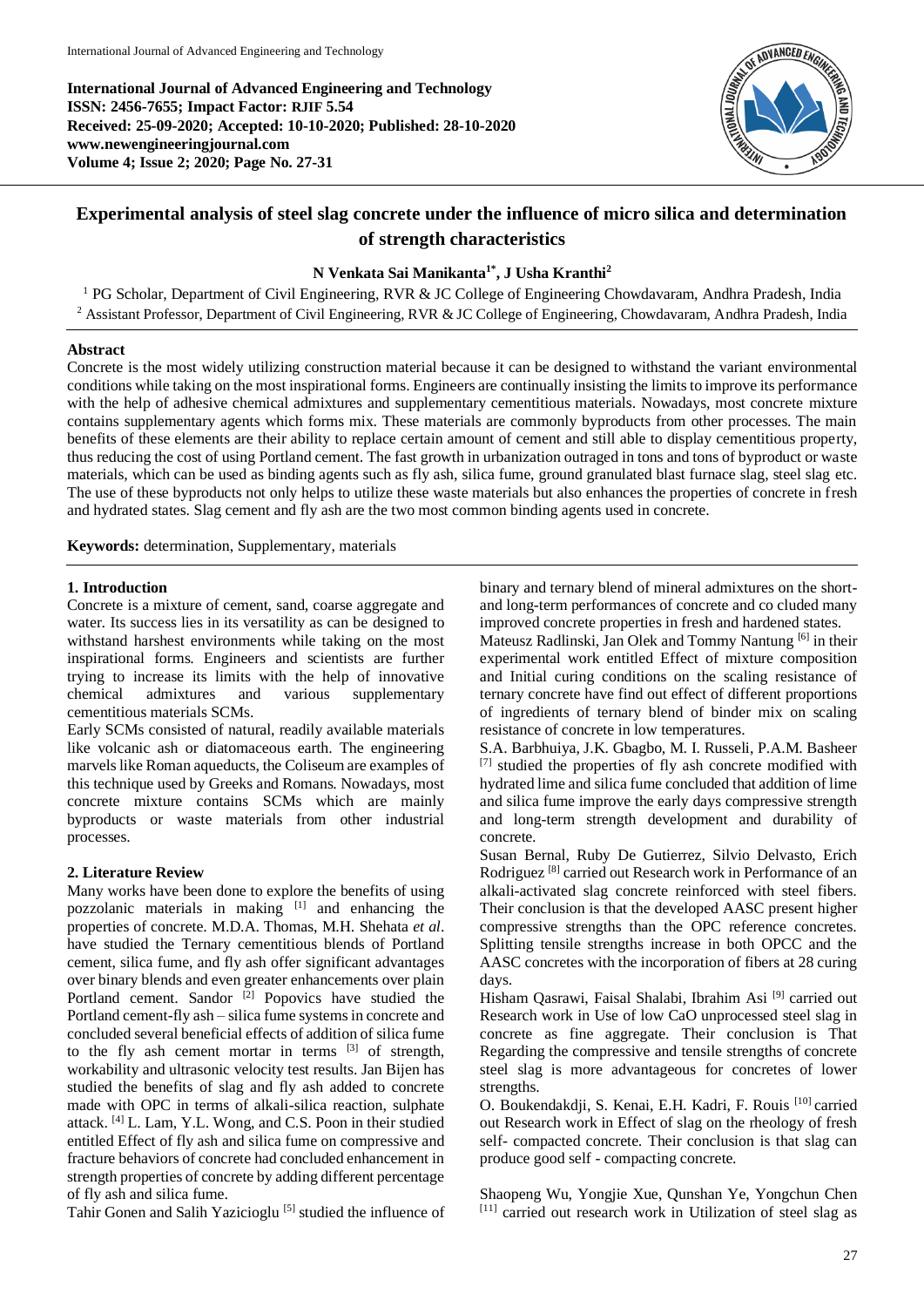International Journal of Advanced Engineering and Technology

**International Journal of Advanced Engineering and Technology**
**ISSN: 2456-7655; Impact Factor: RJIF 5.54**
**Received: 25-09-2020; Accepted: 10-10-2020; Published: 28-10-2020**
**www.newengineeringjournal.com**
**Volume 4; Issue 2; 2020; Page No. 27-31**

# Experimental analysis of steel slag concrete under the influence of micro silica and determination of strength characteristics

**N Venkata Sai Manikanta[1*], J Usha Kranthi[2]**

[1] PG Scholar, Department of Civil Engineering, RVR & JC College of Engineering Chowdavaram, Andhra Pradesh, India
[2] Assistant Professor, Department of Civil Engineering, RVR & JC College of Engineering, Chowdavaram, Andhra Pradesh, India

**Abstract**

Concrete is the most widely utilizing construction material because it can be designed to withstand the variant environmental conditions while taking on the most inspirational forms. Engineers are continually insisting the limits to improve its performance with the help of adhesive chemical admixtures and supplementary cementitious materials. Nowadays, most concrete mixture contains supplementary agents which forms mix. These materials are commonly byproducts from other processes. The main benefits of these elements are their ability to replace certain amount of cement and still able to display cementitious property, thus reducing the cost of using Portland cement. The fast growth in urbanization outraged in tons and tons of byproduct or waste materials, which can be used as binding agents such as fly ash, silica fume, ground granulated blast furnace slag, steel slag etc. The use of these byproducts not only helps to utilize these waste materials but also enhances the properties of concrete in fresh and hydrated states. Slag cement and fly ash are the two most common binding agents used in concrete.

**Keywords:** determination, Supplementary, materials

## 1. Introduction

Concrete is a mixture of cement, sand, coarse aggregate and water. Its success lies in its versatility as can be designed to withstand harshest environments while taking on the most inspirational forms. Engineers and scientists are further trying to increase its limits with the help of innovative chemical admixtures and various supplementary cementitious materials SCMs.

Early SCMs consisted of natural, readily available materials like volcanic ash or diatomaceous earth. The engineering marvels like Roman aqueducts, the Coliseum are examples of this technique used by Greeks and Romans. Nowadays, most concrete mixture contains SCMs which are mainly byproducts or waste materials from other industrial processes.

## 2. Literature Review

Many works have been done to explore the benefits of using pozzolanic materials in making [1] and enhancing the properties of concrete. M.D.A. Thomas, M.H. Shehata *et al*. have studied the Ternary cementitious blends of Portland cement, silica fume, and fly ash offer significant advantages over binary blends and even greater enhancements over plain Portland cement. Sandor [2] Popovics have studied the Portland cement-fly ash – silica fume systems in concrete and concluded several beneficial effects of addition of silica fume to the fly ash cement mortar in terms [3] of strength, workability and ultrasonic velocity test results. Jan Bijen has studied the benefits of slag and fly ash added to concrete made with OPC in terms of alkali-silica reaction, sulphate attack. [4] L. Lam, Y.L. Wong, and C.S. Poon in their studied entitled Effect of fly ash and silica fume on compressive and fracture behaviors of concrete had concluded enhancement in strength properties of concrete by adding different percentage of fly ash and silica fume.

Tahir Gonen and Salih Yazicioglu [5] studied the influence of binary and ternary blend of mineral admixtures on the short- and long-term performances of concrete and co cluded many improved concrete properties in fresh and hardened states.

Mateusz Radlinski, Jan Olek and Tommy Nantung [6] in their experimental work entitled Effect of mixture composition and Initial curing conditions on the scaling resistance of ternary concrete have find out effect of different proportions of ingredients of ternary blend of binder mix on scaling resistance of concrete in low temperatures.

S.A. Barbhuiya, J.K. Gbagbo, M. I. Russeli, P.A.M. Basheer [7] studied the properties of fly ash concrete modified with hydrated lime and silica fume concluded that addition of lime and silica fume improve the early days compressive strength and long-term strength development and durability of concrete.

Susan Bernal, Ruby De Gutierrez, Silvio Delvasto, Erich Rodriguez [8] carried out Research work in Performance of an alkali-activated slag concrete reinforced with steel fibers. Their conclusion is that the developed AASC present higher compressive strengths than the OPC reference concretes. Splitting tensile strengths increase in both OPCC and the AASC concretes with the incorporation of fibers at 28 curing days.

Hisham Qasrawi, Faisal Shalabi, Ibrahim Asi [9] carried out Research work in Use of low CaO unprocessed steel slag in concrete as fine aggregate. Their conclusion is That Regarding the compressive and tensile strengths of concrete steel slag is more advantageous for concretes of lower strengths.

O. Boukendakdji, S. Kenai, E.H. Kadri, F. Rouis [10] carried out Research work in Effect of slag on the rheology of fresh self- compacted concrete. Their conclusion is that slag can produce good self - compacting concrete.

Shaopeng Wu, Yongjie Xue, Qunshan Ye, Yongchun Chen [11] carried out research work in Utilization of steel slag as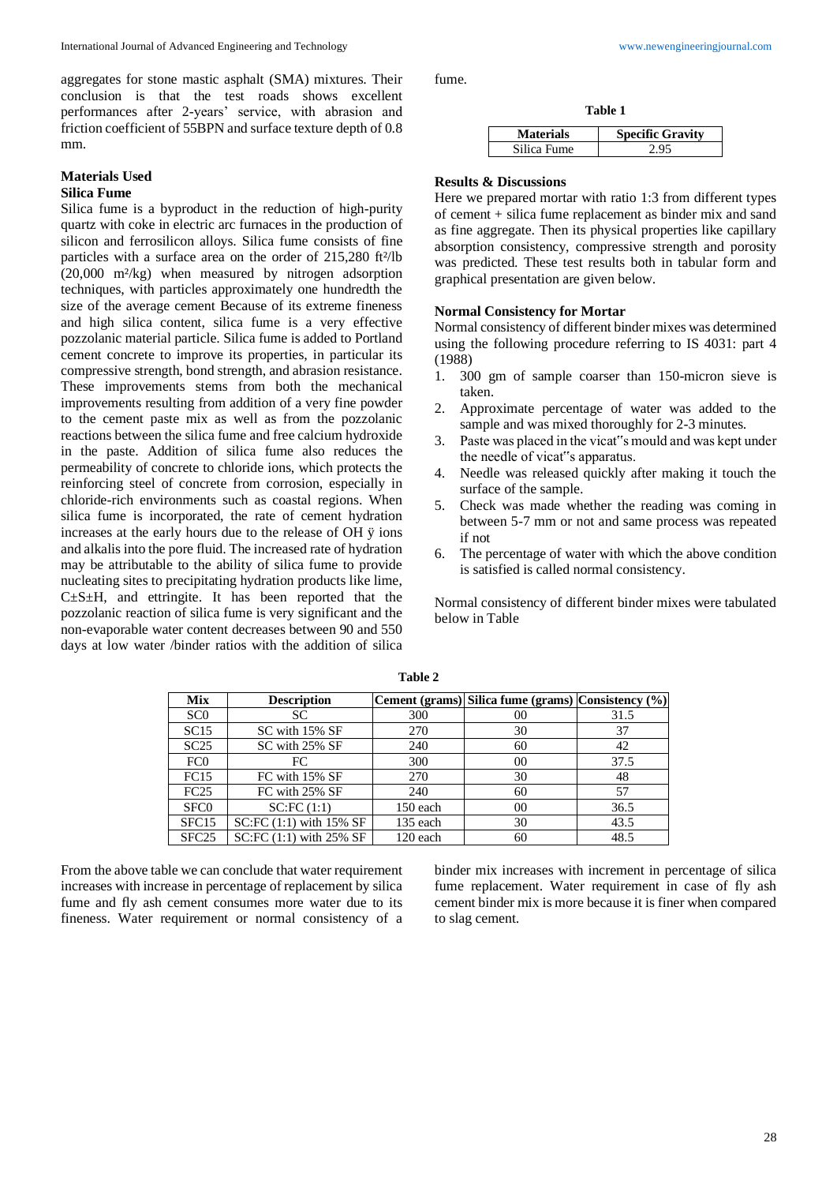aggregates for stone mastic asphalt (SMA) mixtures. Their conclusion is that the test roads shows excellent performances after 2-years' service, with abrasion and friction coefficient of 55BPN and surface texture depth of 0.8 mm.

## Materials Used

### Silica Fume

Silica fume is a byproduct in the reduction of high-purity quartz with coke in electric arc furnaces in the production of silicon and ferrosilicon alloys. Silica fume consists of fine particles with a surface area on the order of 215,280 ft²/lb (20,000 m²/kg) when measured by nitrogen adsorption techniques, with particles approximately one hundredth the size of the average cement Because of its extreme fineness and high silica content, silica fume is a very effective pozzolanic material particle. Silica fume is added to Portland cement concrete to improve its properties, in particular its compressive strength, bond strength, and abrasion resistance. These improvements stems from both the mechanical improvements resulting from addition of a very fine powder to the cement paste mix as well as from the pozzolanic reactions between the silica fume and free calcium hydroxide in the paste. Addition of silica fume also reduces the permeability of concrete to chloride ions, which protects the reinforcing steel of concrete from corrosion, especially in chloride-rich environments such as coastal regions. When silica fume is incorporated, the rate of cement hydration increases at the early hours due to the release of OH ÿ ions and alkalis into the pore fluid. The increased rate of hydration may be attributable to the ability of silica fume to provide nucleating sites to precipitating hydration products like lime, C±S±H, and ettringite. It has been reported that the pozzolanic reaction of silica fume is very significant and the non-evaporable water content decreases between 90 and 550 days at low water /binder ratios with the addition of silica fume.

**Table 1**

| Materials | Specific Gravity |
|---|---|
| Silica Fume | 2.95 |

## Results & Discussions

Here we prepared mortar with ratio 1:3 from different types of cement + silica fume replacement as binder mix and sand as fine aggregate. Then its physical properties like capillary absorption consistency, compressive strength and porosity was predicted. These test results both in tabular form and graphical presentation are given below.

### Normal Consistency for Mortar

Normal consistency of different binder mixes was determined using the following procedure referring to IS 4031: part 4 (1988)

1. 300 gm of sample coarser than 150-micron sieve is taken.
2. Approximate percentage of water was added to the sample and was mixed thoroughly for 2-3 minutes.
3. Paste was placed in the vicat"s mould and was kept under the needle of vicat"s apparatus.
4. Needle was released quickly after making it touch the surface of the sample.
5. Check was made whether the reading was coming in between 5-7 mm or not and same process was repeated if not
6. The percentage of water with which the above condition is satisfied is called normal consistency.

Normal consistency of different binder mixes were tabulated below in Table

**Table 2**

| Mix | Description | Cement (grams) | Silica fume (grams) | Consistency (%) |
|---|---|---|---|---|
| SC0 | SC | 300 | 00 | 31.5 |
| SC15 | SC with 15% SF | 270 | 30 | 37 |
| SC25 | SC with 25% SF | 240 | 60 | 42 |
| FC0 | FC | 300 | 00 | 37.5 |
| FC15 | FC with 15% SF | 270 | 30 | 48 |
| FC25 | FC with 25% SF | 240 | 60 | 57 |
| SFC0 | SC:FC (1:1) | 150 each | 00 | 36.5 |
| SFC15 | SC:FC (1:1) with 15% SF | 135 each | 30 | 43.5 |
| SFC25 | SC:FC (1:1) with 25% SF | 120 each | 60 | 48.5 |

From the above table we can conclude that water requirement increases with increase in percentage of replacement by silica fume and fly ash cement consumes more water due to its fineness. Water requirement or normal consistency of a binder mix increases with increment in percentage of silica fume replacement. Water requirement in case of fly ash cement binder mix is more because it is finer when compared to slag cement.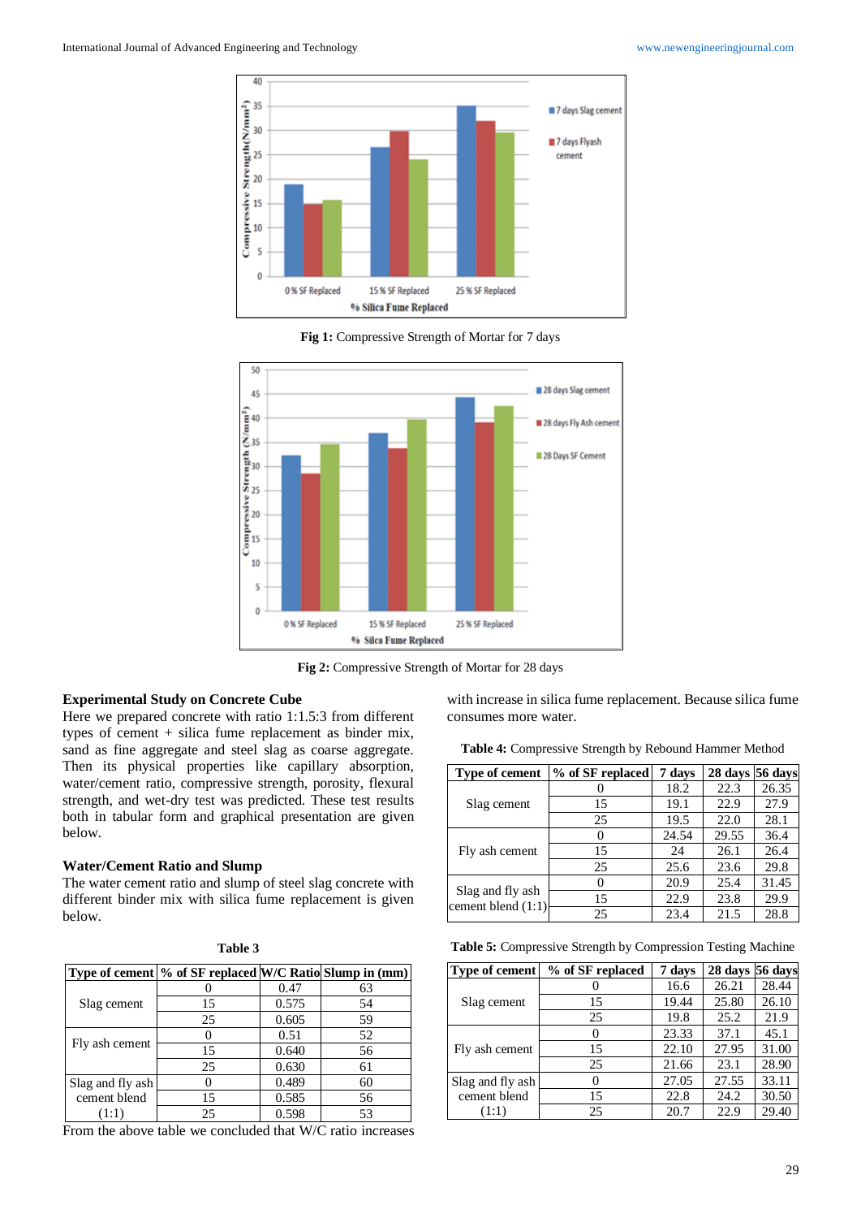**Fig 1:** Compressive Strength of Mortar for 7 days

**Fig 2:** Compressive Strength of Mortar for 28 days

### Experimental Study on Concrete Cube

Here we prepared concrete with ratio 1:1.5:3 from different types of cement + silica fume replacement as binder mix, sand as fine aggregate and steel slag as coarse aggregate. Then its physical properties like capillary absorption, water/cement ratio, compressive strength, porosity, flexural strength, and wet-dry test was predicted. These test results both in tabular form and graphical presentation are given below.

### Water/Cement Ratio and Slump

The water cement ratio and slump of steel slag concrete with different binder mix with silica fume replacement is given below.

**Table 3**

| Type of cement | % of SF replaced | W/C Ratio | Slump in (mm) |
|---|---|---|---|
| Slag cement | 0 | 0.47 | 63 |
| | 15 | 0.575 | 54 |
| | 25 | 0.605 | 59 |
| Fly ash cement | 0 | 0.51 | 52 |
| | 15 | 0.640 | 56 |
| | 25 | 0.630 | 61 |
| Slag and fly ash cement blend (1:1) | 0 | 0.489 | 60 |
| | 15 | 0.585 | 56 |
| | 25 | 0.598 | 53 |

From the above table we concluded that W/C ratio increases with increase in silica fume replacement. Because silica fume consumes more water.

**Table 4:** Compressive Strength by Rebound Hammer Method

| Type of cement | % of SF replaced | 7 days | 28 days | 56 days |
|---|---|---|---|---|
| Slag cement | 0 | 18.2 | 22.3 | 26.35 |
| | 15 | 19.1 | 22.9 | 27.9 |
| | 25 | 19.5 | 22.0 | 28.1 |
| Fly ash cement | 0 | 24.54 | 29.55 | 36.4 |
| | 15 | 24 | 26.1 | 26.4 |
| | 25 | 25.6 | 23.6 | 29.8 |
| Slag and fly ash cement blend (1:1) | 0 | 20.9 | 25.4 | 31.45 |
| | 15 | 22.9 | 23.8 | 29.9 |
| | 25 | 23.4 | 21.5 | 28.8 |

**Table 5:** Compressive Strength by Compression Testing Machine

| Type of cement | % of SF replaced | 7 days | 28 days | 56 days |
|---|---|---|---|---|
| Slag cement | 0 | 16.6 | 26.21 | 28.44 |
| | 15 | 19.44 | 25.80 | 26.10 |
| | 25 | 19.8 | 25.2 | 21.9 |
| Fly ash cement | 0 | 23.33 | 37.1 | 45.1 |
| | 15 | 22.10 | 27.95 | 31.00 |
| | 25 | 21.66 | 23.1 | 28.90 |
| Slag and fly ash cement blend (1:1) | 0 | 27.05 | 27.55 | 33.11 |
| | 15 | 22.8 | 24.2 | 30.50 |
| | 25 | 20.7 | 22.9 | 29.40 |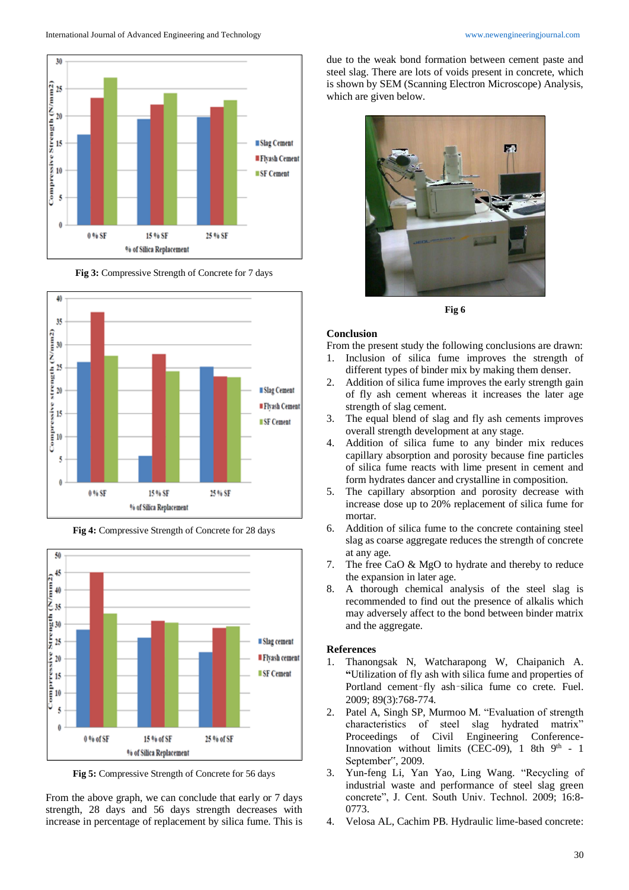Fig 3: Compressive Strength of Concrete for 7 days

Fig 4: Compressive Strength of Concrete for 28 days

Fig 5: Compressive Strength of Concrete for 56 days

From the above graph, we can conclude that early or 7 days strength, 28 days and 56 days strength decreases with increase in percentage of replacement by silica fume. This is due to the weak bond formation between cement paste and steel slag. There are lots of voids present in concrete, which is shown by SEM (Scanning Electron Microscope) Analysis, which are given below.

**Fig 6**

## Conclusion

From the present study the following conclusions are drawn:

1. Inclusion of silica fume improves the strength of different types of binder mix by making them denser.
2. Addition of silica fume improves the early strength gain of fly ash cement whereas it increases the later age strength of slag cement.
3. The equal blend of slag and fly ash cements improves overall strength development at any stage.
4. Addition of silica fume to any binder mix reduces capillary absorption and porosity because fine particles of silica fume reacts with lime present in cement and form hydrates dancer and crystalline in composition.
5. The capillary absorption and porosity decrease with increase dose up to 20% replacement of silica fume for mortar.
6. Addition of silica fume to the concrete containing steel slag as coarse aggregate reduces the strength of concrete at any age.
7. The free CaO & MgO to hydrate and thereby to reduce the expansion in later age.
8. A thorough chemical analysis of the steel slag is recommended to find out the presence of alkalis which may adversely affect to the bond between binder matrix and the aggregate.

## References

1. Thanongsak N, Watcharapong W, Chaipanich A. "Utilization of fly ash with silica fume and properties of Portland cement-fly ash-silica fume co crete. Fuel. 2009; 89(3):768-774.
2. Patel A, Singh SP, Murmoo M. "Evaluation of strength characteristics of steel slag hydrated matrix" Proceedings of Civil Engineering Conference-Innovation without limits (CEC-09), 1 8th 9th - 1 September", 2009.
3. Yun-feng Li, Yan Yao, Ling Wang. "Recycling of industrial waste and performance of steel slag green concrete", J. Cent. South Univ. Technol. 2009; 16:8-0773.
4. Velosa AL, Cachim PB. Hydraulic lime-based concrete: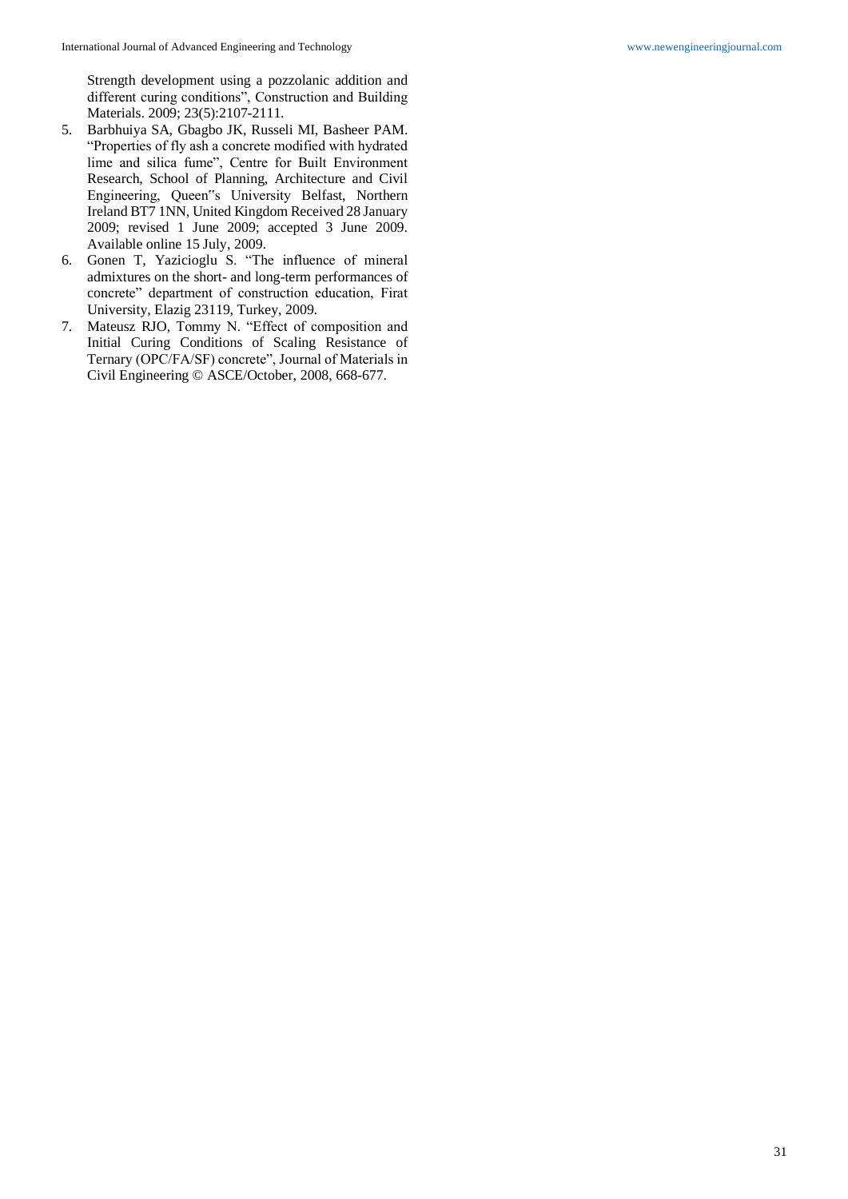Strength development using a pozzolanic addition and different curing conditions", Construction and Building Materials. 2009; 23(5):2107-2111.

5. Barbhuiya SA, Gbagbo JK, Russeli MI, Basheer PAM. "Properties of fly ash a concrete modified with hydrated lime and silica fume", Centre for Built Environment Research, School of Planning, Architecture and Civil Engineering, Queen"s University Belfast, Northern Ireland BT7 1NN, United Kingdom Received 28 January 2009; revised 1 June 2009; accepted 3 June 2009. Available online 15 July, 2009.
6. Gonen T, Yazicioglu S. "The influence of mineral admixtures on the short- and long-term performances of concrete" department of construction education, Firat University, Elazig 23119, Turkey, 2009.
7. Mateusz RJO, Tommy N. "Effect of composition and Initial Curing Conditions of Scaling Resistance of Ternary (OPC/FA/SF) concrete", Journal of Materials in Civil Engineering © ASCE/October, 2008, 668-677.